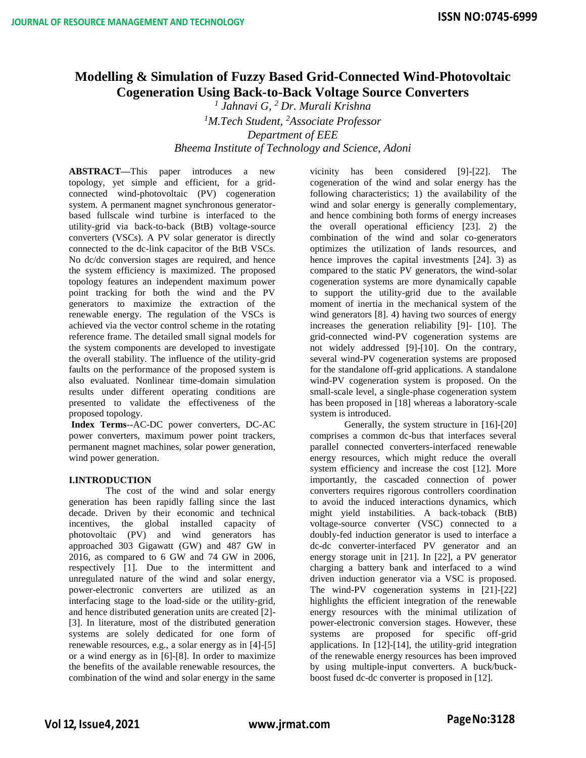# Modelling & Simulation of Fuzzy Based Grid-Connected Wind-Photovoltaic Cogeneration Using Back-to-Back Voltage Source Converters

*[1] Jahnavi G, [2] Dr. Murali Krishna*

*[1]M.Tech Student, [2]Associate Professor*

*Department of EEE*

*Bheema Institute of Technology and Science, Adoni*

**ABSTRACT—**This paper introduces a new topology, yet simple and efficient, for a grid-connected wind-photovoltaic (PV) cogeneration system. A permanent magnet synchronous generator-based fullscale wind turbine is interfaced to the utility-grid via back-to-back (BtB) voltage-source converters (VSCs). A PV solar generator is directly connected to the dc-link capacitor of the BtB VSCs. No dc/dc conversion stages are required, and hence the system efficiency is maximized. The proposed topology features an independent maximum power point tracking for both the wind and the PV generators to maximize the extraction of the renewable energy. The regulation of the VSCs is achieved via the vector control scheme in the rotating reference frame. The detailed small signal models for the system components are developed to investigate the overall stability. The influence of the utility-grid faults on the performance of the proposed system is also evaluated. Nonlinear time-domain simulation results under different operating conditions are presented to validate the effectiveness of the proposed topology.

**Index Terms**--AC-DC power converters, DC-AC power converters, maximum power point trackers, permanent magnet machines, solar power generation, wind power generation.

## I.INTRODUCTION

The cost of the wind and solar energy generation has been rapidly falling since the last decade. Driven by their economic and technical incentives, the global installed capacity of photovoltaic (PV) and wind generators has approached 303 Gigawatt (GW) and 487 GW in 2016, as compared to 6 GW and 74 GW in 2006, respectively [1]. Due to the intermittent and unregulated nature of the wind and solar energy, power-electronic converters are utilized as an interfacing stage to the load-side or the utility-grid, and hence distributed generation units are created [2]-[3]. In literature, most of the distributed generation systems are solely dedicated for one form of renewable resources, e.g., a solar energy as in [4]-[5] or a wind energy as in [6]-[8]. In order to maximize the benefits of the available renewable resources, the combination of the wind and solar energy in the same vicinity has been considered [9]-[22]. The cogeneration of the wind and solar energy has the following characteristics; 1) the availability of the wind and solar energy is generally complementary, and hence combining both forms of energy increases the overall operational efficiency [23]. 2) the combination of the wind and solar co-generators optimizes the utilization of lands resources, and hence improves the capital investments [24]. 3) as compared to the static PV generators, the wind-solar cogeneration systems are more dynamically capable to support the utility-grid due to the available moment of inertia in the mechanical system of the wind generators [8]. 4) having two sources of energy increases the generation reliability [9]- [10]. The grid-connected wind-PV cogeneration systems are not widely addressed [9]-[10]. On the contrary, several wind-PV cogeneration systems are proposed for the standalone off-grid applications. A standalone wind-PV cogeneration system is proposed. On the small-scale level, a single-phase cogeneration system has been proposed in [18] whereas a laboratory-scale system is introduced.

Generally, the system structure in [16]-[20] comprises a common dc-bus that interfaces several parallel connected converters-interfaced renewable energy resources, which might reduce the overall system efficiency and increase the cost [12]. More importantly, the cascaded connection of power converters requires rigorous controllers coordination to avoid the induced interactions dynamics, which might yield instabilities. A back-toback (BtB) voltage-source converter (VSC) connected to a doubly-fed induction generator is used to interface a dc-dc converter-interfaced PV generator and an energy storage unit in [21]. In [22], a PV generator charging a battery bank and interfaced to a wind driven induction generator via a VSC is proposed. The wind-PV cogeneration systems in [21]-[22] highlights the efficient integration of the renewable energy resources with the minimal utilization of power-electronic conversion stages. However, these systems are proposed for specific off-grid applications. In [12]-[14], the utility-grid integration of the renewable energy resources has been improved by using multiple-input converters. A buck/buck-boost fused dc-dc converter is proposed in [12].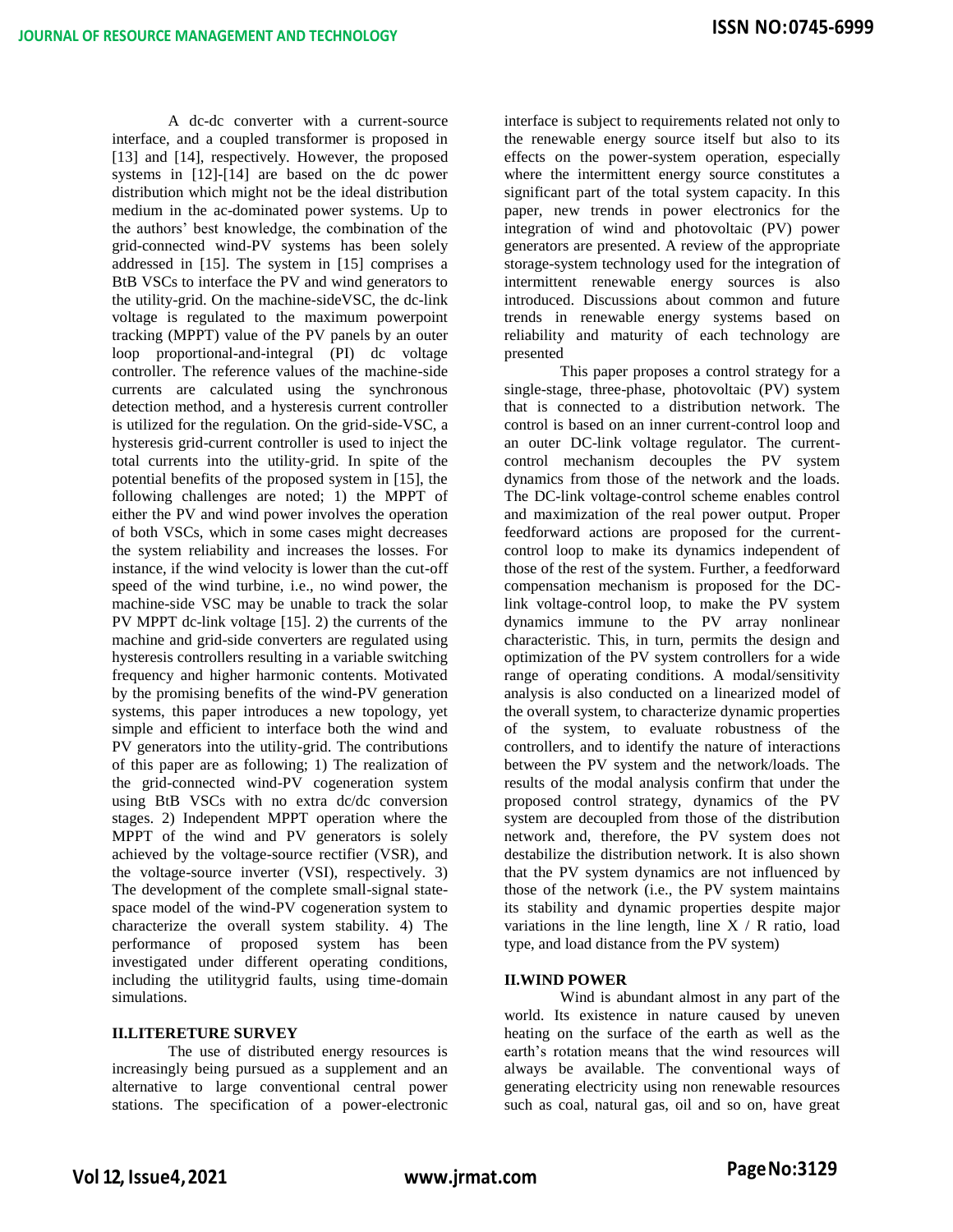A dc-dc converter with a current-source interface, and a coupled transformer is proposed in [13] and [14], respectively. However, the proposed systems in [12]-[14] are based on the dc power distribution which might not be the ideal distribution medium in the ac-dominated power systems. Up to the authors' best knowledge, the combination of the grid-connected wind-PV systems has been solely addressed in [15]. The system in [15] comprises a BtB VSCs to interface the PV and wind generators to the utility-grid. On the machine-sideVSC, the dc-link voltage is regulated to the maximum powerpoint tracking (MPPT) value of the PV panels by an outer loop proportional-and-integral (PI) dc voltage controller. The reference values of the machine-side currents are calculated using the synchronous detection method, and a hysteresis current controller is utilized for the regulation. On the grid-side-VSC, a hysteresis grid-current controller is used to inject the total currents into the utility-grid. In spite of the potential benefits of the proposed system in [15], the following challenges are noted; 1) the MPPT of either the PV and wind power involves the operation of both VSCs, which in some cases might decreases the system reliability and increases the losses. For instance, if the wind velocity is lower than the cut-off speed of the wind turbine, i.e., no wind power, the machine-side VSC may be unable to track the solar PV MPPT dc-link voltage [15]. 2) the currents of the machine and grid-side converters are regulated using hysteresis controllers resulting in a variable switching frequency and higher harmonic contents. Motivated by the promising benefits of the wind-PV generation systems, this paper introduces a new topology, yet simple and efficient to interface both the wind and PV generators into the utility-grid. The contributions of this paper are as following; 1) The realization of the grid-connected wind-PV cogeneration system using BtB VSCs with no extra dc/dc conversion stages. 2) Independent MPPT operation where the MPPT of the wind and PV generators is solely achieved by the voltage-source rectifier (VSR), and the voltage-source inverter (VSI), respectively. 3) The development of the complete small-signal state-space model of the wind-PV cogeneration system to characterize the overall system stability. 4) The performance of proposed system has been investigated under different operating conditions, including the utilitygrid faults, using time-domain simulations.

## II.LITERETURE SURVEY

The use of distributed energy resources is increasingly being pursued as a supplement and an alternative to large conventional central power stations. The specification of a power-electronic interface is subject to requirements related not only to the renewable energy source itself but also to its effects on the power-system operation, especially where the intermittent energy source constitutes a significant part of the total system capacity. In this paper, new trends in power electronics for the integration of wind and photovoltaic (PV) power generators are presented. A review of the appropriate storage-system technology used for the integration of intermittent renewable energy sources is also introduced. Discussions about common and future trends in renewable energy systems based on reliability and maturity of each technology are presented

This paper proposes a control strategy for a single-stage, three-phase, photovoltaic (PV) system that is connected to a distribution network. The control is based on an inner current-control loop and an outer DC-link voltage regulator. The current-control mechanism decouples the PV system dynamics from those of the network and the loads. The DC-link voltage-control scheme enables control and maximization of the real power output. Proper feedforward actions are proposed for the current-control loop to make its dynamics independent of those of the rest of the system. Further, a feedforward compensation mechanism is proposed for the DC-link voltage-control loop, to make the PV system dynamics immune to the PV array nonlinear characteristic. This, in turn, permits the design and optimization of the PV system controllers for a wide range of operating conditions. A modal/sensitivity analysis is also conducted on a linearized model of the overall system, to characterize dynamic properties of the system, to evaluate robustness of the controllers, and to identify the nature of interactions between the PV system and the network/loads. The results of the modal analysis confirm that under the proposed control strategy, dynamics of the PV system are decoupled from those of the distribution network and, therefore, the PV system does not destabilize the distribution network. It is also shown that the PV system dynamics are not influenced by those of the network (i.e., the PV system maintains its stability and dynamic properties despite major variations in the line length, line X / R ratio, load type, and load distance from the PV system)

## II.WIND POWER

Wind is abundant almost in any part of the world. Its existence in nature caused by uneven heating on the surface of the earth as well as the earth's rotation means that the wind resources will always be available. The conventional ways of generating electricity using non renewable resources such as coal, natural gas, oil and so on, have great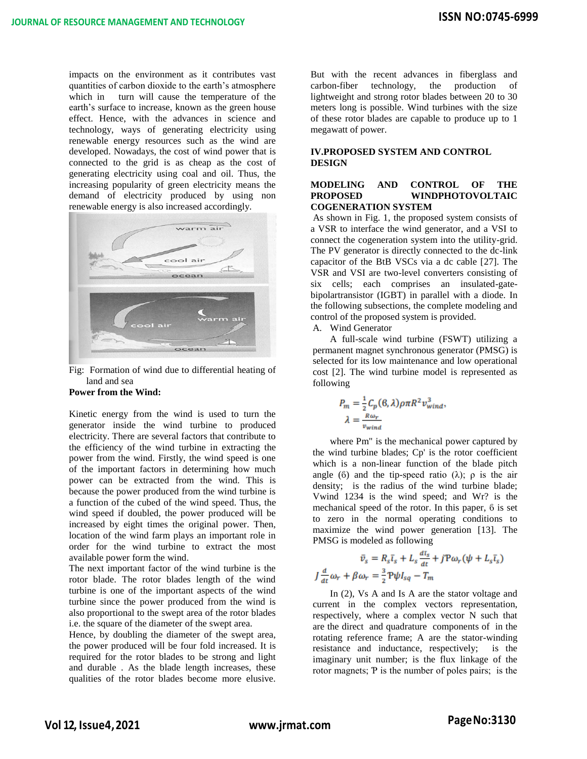impacts on the environment as it contributes vast quantities of carbon dioxide to the earth's atmosphere which in turn will cause the temperature of the earth's surface to increase, known as the green house effect. Hence, with the advances in science and technology, ways of generating electricity using renewable energy resources such as the wind are developed. Nowadays, the cost of wind power that is connected to the grid is as cheap as the cost of generating electricity using coal and oil. Thus, the increasing popularity of green electricity means the demand of electricity produced by using non renewable energy is also increased accordingly.

Fig: Formation of wind due to differential heating of land and sea

**Power from the Wind:**

Kinetic energy from the wind is used to turn the generator inside the wind turbine to produced electricity. There are several factors that contribute to the efficiency of the wind turbine in extracting the power from the wind. Firstly, the wind speed is one of the important factors in determining how much power can be extracted from the wind. This is because the power produced from the wind turbine is a function of the cubed of the wind speed. Thus, the wind speed if doubled, the power produced will be increased by eight times the original power. Then, location of the wind farm plays an important role in order for the wind turbine to extract the most available power form the wind.

The next important factor of the wind turbine is the rotor blade. The rotor blades length of the wind turbine is one of the important aspects of the wind turbine since the power produced from the wind is also proportional to the swept area of the rotor blades i.e. the square of the diameter of the swept area.

Hence, by doubling the diameter of the swept area, the power produced will be four fold increased. It is required for the rotor blades to be strong and light and durable . As the blade length increases, these qualities of the rotor blades become more elusive. But with the recent advances in fiberglass and carbon-fiber technology, the production of lightweight and strong rotor blades between 20 to 30 meters long is possible. Wind turbines with the size of these rotor blades are capable to produce up to 1 megawatt of power.

## IV.PROPOSED SYSTEM AND CONTROL DESIGN

### MODELING AND CONTROL OF THE PROPOSED WINDPHOTOVOLTAIC COGENERATION SYSTEM

As shown in Fig. 1, the proposed system consists of a VSR to interface the wind generator, and a VSI to connect the cogeneration system into the utility-grid. The PV generator is directly connected to the dc-link capacitor of the BtB VSCs via a dc cable [27]. The VSR and VSI are two-level converters consisting of six cells; each comprises an insulated-gate-bipolartransistor (IGBT) in parallel with a diode. In the following subsections, the complete modeling and control of the proposed system is provided.

A. Wind Generator

A full-scale wind turbine (FSWT) utilizing a permanent magnet synchronous generator (PMSG) is selected for its low maintenance and low operational cost [2]. The wind turbine model is represented as following

$$P_m = \frac{1}{2} C_p(\beta, \lambda) \rho \pi R^2 v_{wind}^3,$$
$$\lambda = \frac{R\omega_r}{v_{wind}}$$

where Pm'' is the mechanical power captured by the wind turbine blades; Cp' is the rotor coefficient which is a non-linear function of the blade pitch angle (β) and the tip-speed ratio (λ); ρ is the air density; is the radius of the wind turbine blade; Vwind 1234 is the wind speed; and Wr? is the mechanical speed of the rotor. In this paper, β is set to zero in the normal operating conditions to maximize the wind power generation [13]. The PMSG is modeled as following

$$\bar{v}_s = R_s \bar{\iota}_s + L_s \frac{d\bar{\iota}_s}{dt} + j \mathrm{P} \omega_r (\psi + L_s \bar{\iota}_s)$$
$$J \frac{d}{dt} \omega_r + \beta \omega_r = \frac{3}{2} \mathrm{P} \psi I_{sq} - T_m$$

In (2), Vs A and Is A are the stator voltage and current in the complex vectors representation, respectively, where a complex vector N such that are the direct and quadrature components of in the rotating reference frame; A are the stator-winding resistance and inductance, respectively; is the imaginary unit number; is the flux linkage of the rotor magnets; Ƥ is the number of poles pairs; is the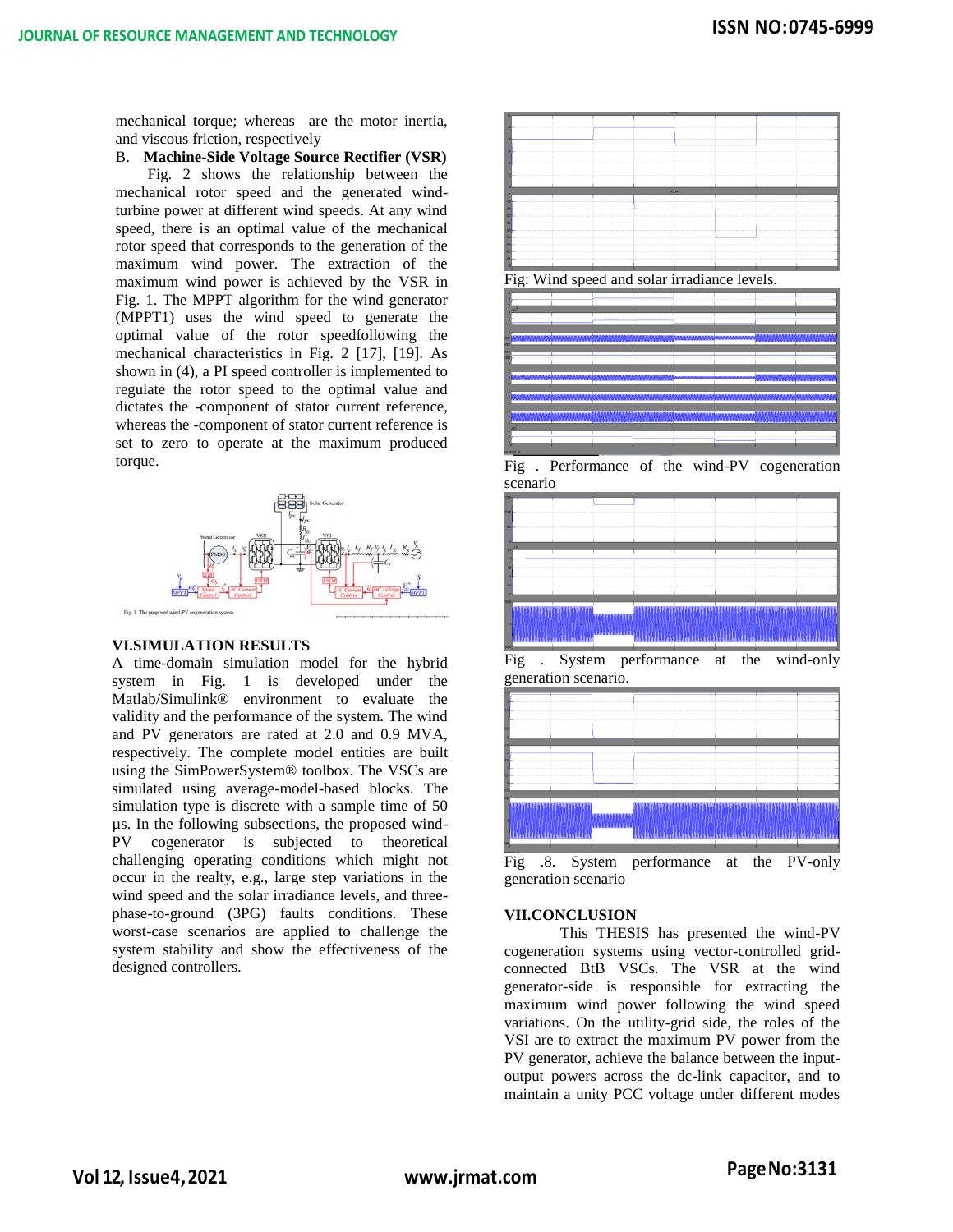mechanical torque; whereas are the motor inertia, and viscous friction, respectively

B. **Machine-Side Voltage Source Rectifier (VSR)**

Fig. 2 shows the relationship between the mechanical rotor speed and the generated wind-turbine power at different wind speeds. At any wind speed, there is an optimal value of the mechanical rotor speed that corresponds to the generation of the maximum wind power. The extraction of the maximum wind power is achieved by the VSR in Fig. 1. The MPPT algorithm for the wind generator (MPPT1) uses the wind speed to generate the optimal value of the rotor speedfollowing the mechanical characteristics in Fig. 2 [17], [19]. As shown in (4), a PI speed controller is implemented to regulate the rotor speed to the optimal value and dictates the -component of stator current reference, whereas the -component of stator current reference is set to zero to operate at the maximum produced torque.

Fig. 1. The proposed wind-PV cogeneration system.

## VI.SIMULATION RESULTS

A time-domain simulation model for the hybrid system in Fig. 1 is developed under the Matlab/Simulink® environment to evaluate the validity and the performance of the system. The wind and PV generators are rated at 2.0 and 0.9 MVA, respectively. The complete model entities are built using the SimPowerSystem® toolbox. The VSCs are simulated using average-model-based blocks. The simulation type is discrete with a sample time of 50 µs. In the following subsections, the proposed wind-PV cogenerator is subjected to theoretical challenging operating conditions which might not occur in the realty, e.g., large step variations in the wind speed and the solar irradiance levels, and three-phase-to-ground (3PG) faults conditions. These worst-case scenarios are applied to challenge the system stability and show the effectiveness of the designed controllers.

Fig: Wind speed and solar irradiance levels.

Fig . Performance of the wind-PV cogeneration scenario

Fig . System performance at the wind-only generation scenario.

Fig .8. System performance at the PV-only generation scenario

## VII.CONCLUSION

This THESIS has presented the wind-PV cogeneration systems using vector-controlled grid-connected BtB VSCs. The VSR at the wind generator-side is responsible for extracting the maximum wind power following the wind speed variations. On the utility-grid side, the roles of the VSI are to extract the maximum PV power from the PV generator, achieve the balance between the input-output powers across the dc-link capacitor, and to maintain a unity PCC voltage under different modes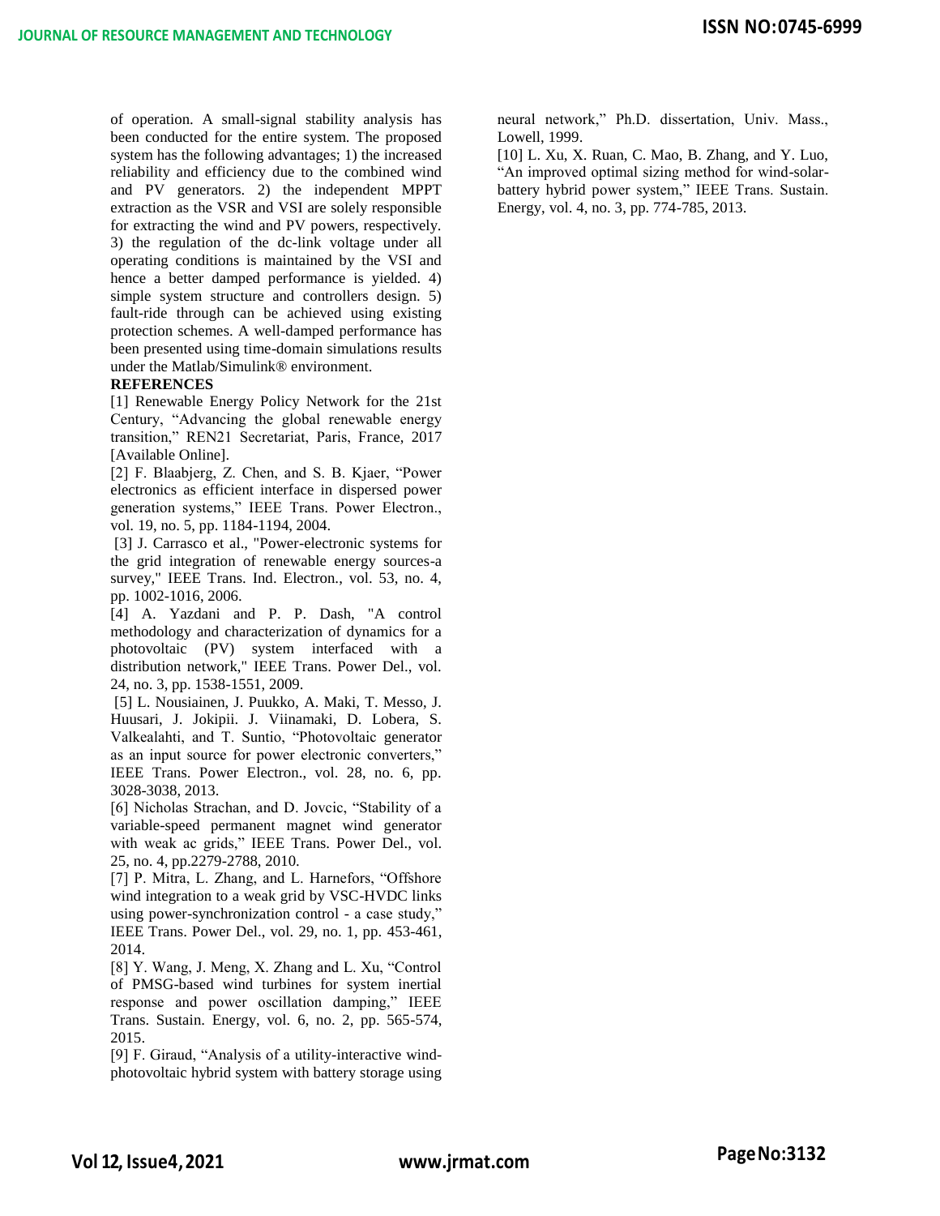of operation. A small-signal stability analysis has been conducted for the entire system. The proposed system has the following advantages; 1) the increased reliability and efficiency due to the combined wind and PV generators. 2) the independent MPPT extraction as the VSR and VSI are solely responsible for extracting the wind and PV powers, respectively. 3) the regulation of the dc-link voltage under all operating conditions is maintained by the VSI and hence a better damped performance is yielded. 4) simple system structure and controllers design. 5) fault-ride through can be achieved using existing protection schemes. A well-damped performance has been presented using time-domain simulations results under the Matlab/Simulink® environment.

**REFERENCES**

[1] Renewable Energy Policy Network for the 21st Century, "Advancing the global renewable energy transition," REN21 Secretariat, Paris, France, 2017 [Available Online].

[2] F. Blaabjerg, Z. Chen, and S. B. Kjaer, "Power electronics as efficient interface in dispersed power generation systems," IEEE Trans. Power Electron., vol. 19, no. 5, pp. 1184-1194, 2004.

[3] J. Carrasco et al., "Power-electronic systems for the grid integration of renewable energy sources-a survey," IEEE Trans. Ind. Electron., vol. 53, no. 4, pp. 1002-1016, 2006.

[4] A. Yazdani and P. P. Dash, "A control methodology and characterization of dynamics for a photovoltaic (PV) system interfaced with a distribution network," IEEE Trans. Power Del., vol. 24, no. 3, pp. 1538-1551, 2009.

[5] L. Nousiainen, J. Puukko, A. Maki, T. Messo, J. Huusari, J. Jokipii. J. Viinamaki, D. Lobera, S. Valkealahti, and T. Suntio, "Photovoltaic generator as an input source for power electronic converters," IEEE Trans. Power Electron., vol. 28, no. 6, pp. 3028-3038, 2013.

[6] Nicholas Strachan, and D. Jovcic, "Stability of a variable-speed permanent magnet wind generator with weak ac grids," IEEE Trans. Power Del., vol. 25, no. 4, pp.2279-2788, 2010.

[7] P. Mitra, L. Zhang, and L. Harnefors, "Offshore wind integration to a weak grid by VSC-HVDC links using power-synchronization control - a case study," IEEE Trans. Power Del., vol. 29, no. 1, pp. 453-461, 2014.

[8] Y. Wang, J. Meng, X. Zhang and L. Xu, "Control of PMSG-based wind turbines for system inertial response and power oscillation damping," IEEE Trans. Sustain. Energy, vol. 6, no. 2, pp. 565-574, 2015.

[9] F. Giraud, "Analysis of a utility-interactive wind-photovoltaic hybrid system with battery storage using neural network," Ph.D. dissertation, Univ. Mass., Lowell, 1999.

[10] L. Xu, X. Ruan, C. Mao, B. Zhang, and Y. Luo, "An improved optimal sizing method for wind-solar-battery hybrid power system," IEEE Trans. Sustain. Energy, vol. 4, no. 3, pp. 774-785, 2013.